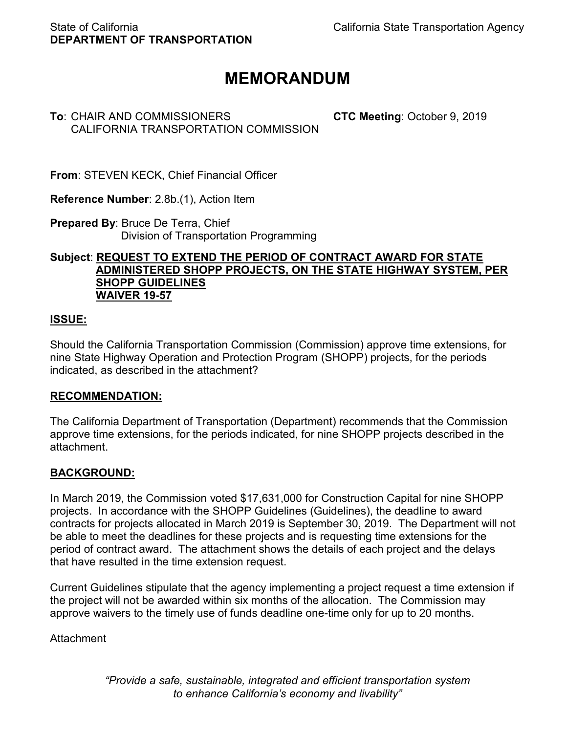State of California
**DEPARTMENT OF TRANSPORTATION**

California State Transportation Agency

# MEMORANDUM

**To**: CHAIR AND COMMISSIONERS
CALIFORNIA TRANSPORTATION COMMISSION

**CTC Meeting**: October 9, 2019

**From**: STEVEN KECK, Chief Financial Officer

**Reference Number**: 2.8b.(1), Action Item

**Prepared By**: Bruce De Terra, Chief
Division of Transportation Programming

**Subject**: **REQUEST TO EXTEND THE PERIOD OF CONTRACT AWARD FOR STATE ADMINISTERED SHOPP PROJECTS, ON THE STATE HIGHWAY SYSTEM, PER SHOPP GUIDELINES**
**WAIVER 19-57**

## ISSUE:

Should the California Transportation Commission (Commission) approve time extensions, for nine State Highway Operation and Protection Program (SHOPP) projects, for the periods indicated, as described in the attachment?

## RECOMMENDATION:

The California Department of Transportation (Department) recommends that the Commission approve time extensions, for the periods indicated, for nine SHOPP projects described in the attachment.

## BACKGROUND:

In March 2019, the Commission voted $17,631,000 for Construction Capital for nine SHOPP projects. In accordance with the SHOPP Guidelines (Guidelines), the deadline to award contracts for projects allocated in March 2019 is September 30, 2019. The Department will not be able to meet the deadlines for these projects and is requesting time extensions for the period of contract award. The attachment shows the details of each project and the delays that have resulted in the time extension request.

Current Guidelines stipulate that the agency implementing a project request a time extension if the project will not be awarded within six months of the allocation. The Commission may approve waivers to the timely use of funds deadline one-time only for up to 20 months.

Attachment

*"Provide a safe, sustainable, integrated and efficient transportation system to enhance California's economy and livability"*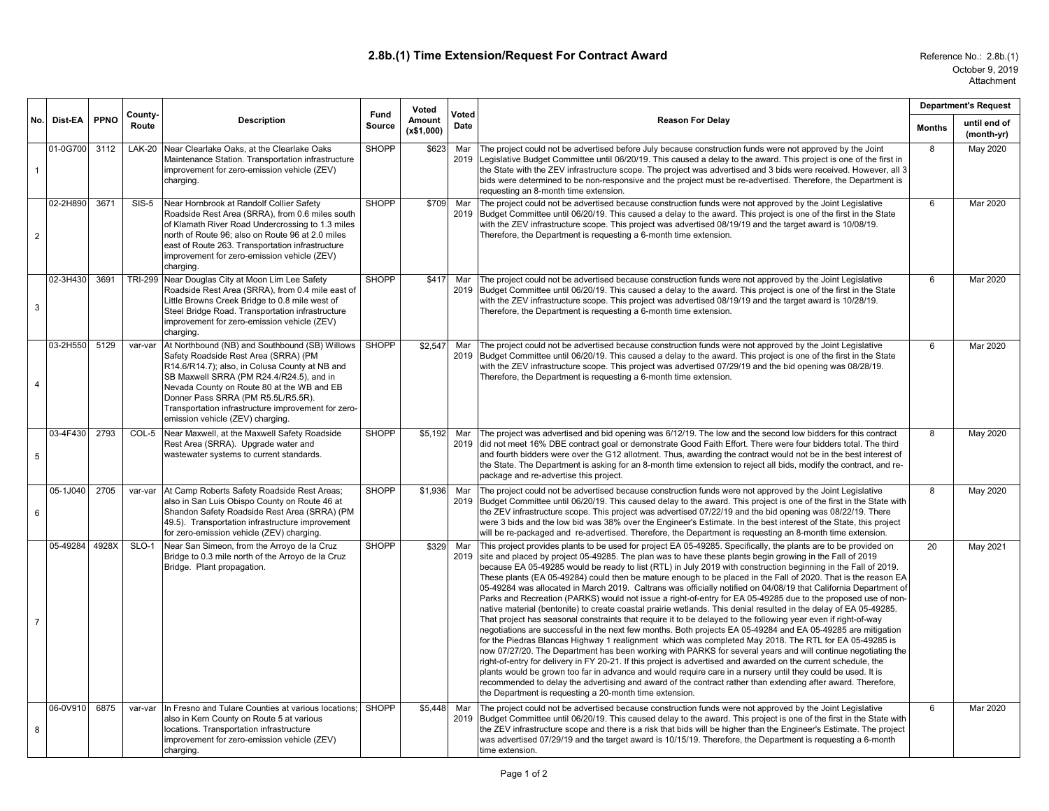## 2.8b.(1) Time Extension/Request For Contract Award

Reference No.: 2.8b.(1)
October 9, 2019
Attachment

| No. | Dist-EA | PPNO | County-Route | Description | Fund Source | Voted Amount (x$1,000) | Voted Date | Reason For Delay | Department's Request | |
|---|---|---|---|---|---|---|---|---|---|---|
| | | | | | | | | | Months | until end of (month-yr) |
| 1 | 01-0G700 | 3112 | LAK-20 | Near Clearlake Oaks, at the Clearlake Oaks Maintenance Station. Transportation infrastructure improvement for zero-emission vehicle (ZEV) charging. | SHOPP | $623 | Mar 2019 | The project could not be advertised before July because construction funds were not approved by the Joint Legislative Budget Committee until 06/20/19. This caused a delay to the award. This project is one of the first in the State with the ZEV infrastructure scope. The project was advertised and 3 bids were received. However, all 3 bids were determined to be non-responsive and the project must be re-advertised. Therefore, the Department is requesting an 8-month time extension. | 8 | May 2020 |
| 2 | 02-2H890 | 3671 | SIS-5 | Near Hornbrook at Randolf Collier Safety Roadside Rest Area (SRRA), from 0.6 miles south of Klamath River Road Undercrossing to 1.3 miles north of Route 96; also on Route 96 at 2.0 miles east of Route 263. Transportation infrastructure improvement for zero-emission vehicle (ZEV) charging. | SHOPP | $709 | Mar 2019 | The project could not be advertised because construction funds were not approved by the Joint Legislative Budget Committee until 06/20/19. This caused a delay to the award. This project is one of the first in the State with the ZEV infrastructure scope. This project was advertised 08/19/19 and the target award is 10/08/19. Therefore, the Department is requesting a 6-month time extension. | 6 | Mar 2020 |
| 3 | 02-3H430 | 3691 | TRI-299 | Near Douglas City at Moon Lim Lee Safety Roadside Rest Area (SRRA), from 0.4 mile east of Little Browns Creek Bridge to 0.8 mile west of Steel Bridge Road. Transportation infrastructure improvement for zero-emission vehicle (ZEV) charging. | SHOPP | $417 | Mar 2019 | The project could not be advertised because construction funds were not approved by the Joint Legislative Budget Committee until 06/20/19. This caused a delay to the award. This project is one of the first in the State with the ZEV infrastructure scope. This project was advertised 08/19/19 and the target award is 10/28/19. Therefore, the Department is requesting a 6-month time extension. | 6 | Mar 2020 |
| 4 | 03-2H550 | 5129 | var-var | At Northbound (NB) and Southbound (SB) Willows Safety Roadside Rest Area (SRRA) (PM R14.6/R14.7); also, in Colusa County at NB and SB Maxwell SRRA (PM R24.4/R24.5), and in Nevada County on Route 80 at the WB and EB Donner Pass SRRA (PM R5.5L/R5.5R). Transportation infrastructure improvement for zero-emission vehicle (ZEV) charging. | SHOPP | $2,547 | Mar 2019 | The project could not be advertised because construction funds were not approved by the Joint Legislative Budget Committee until 06/20/19. This caused a delay to the award. This project is one of the first in the State with the ZEV infrastructure scope. This project was advertised 07/29/19 and the bid opening was 08/28/19. Therefore, the Department is requesting a 6-month time extension. | 6 | Mar 2020 |
| 5 | 03-4F430 | 2793 | COL-5 | Near Maxwell, at the Maxwell Safety Roadside Rest Area (SRRA). Upgrade water and wastewater systems to current standards. | SHOPP | $5,192 | Mar 2019 | The project was advertised and bid opening was 6/12/19. The low and the second low bidders for this contract did not meet 16% DBE contract goal or demonstrate Good Faith Effort. There were four bidders total. The third and fourth bidders were over the G12 allotment. Thus, awarding the contract would not be in the best interest of the State. The Department is asking for an 8-month time extension to reject all bids, modify the contract, and re-package and re-advertise this project. | 8 | May 2020 |
| 6 | 05-1J040 | 2705 | var-var | At Camp Roberts Safety Roadside Rest Areas; also in San Luis Obispo County on Route 46 at Shandon Safety Roadside Rest Area (SRRA) (PM 49.5). Transportation infrastructure improvement for zero-emission vehicle (ZEV) charging. | SHOPP | $1,936 | Mar 2019 | The project could not be advertised because construction funds were not approved by the Joint Legislative Budget Committee until 06/20/19. This caused delay to the award. This project is one of the first in the State with the ZEV infrastructure scope. This project was advertised 07/22/19 and the bid opening was 08/22/19. There were 3 bids and the low bid was 38% over the Engineer's Estimate. In the best interest of the State, this project will be re-packaged and re-advertised. Therefore, the Department is requesting an 8-month time extension. | 8 | May 2020 |
| 7 | 05-49284 | 4928X | SLO-1 | Near San Simeon, from the Arroyo de la Cruz Bridge to 0.3 mile north of the Arroyo de la Cruz Bridge. Plant propagation. | SHOPP | $329 | Mar 2019 | This project provides plants to be used for project EA 05-49285. Specifically, the plants are to be provided on site and placed by project 05-49285. The plan was to have these plants begin growing in the Fall of 2019 because EA 05-49285 would be ready to list (RTL) in July 2019 with construction beginning in the Fall of 2019. These plants (EA 05-49284) could then be mature enough to be placed in the Fall of 2020. That is the reason EA 05-49284 was allocated in March 2019. Caltrans was officially notified on 04/08/19 that California Department of Parks and Recreation (PARKS) would not issue a right-of-entry for EA 05-49285 due to the proposed use of non-native material (bentonite) to create coastal prairie wetlands. This denial resulted in the delay of EA 05-49285. That project has seasonal constraints that require it to be delayed to the following year even if right-of-way negotiations are successful in the next few months. Both projects EA 05-49284 and EA 05-49285 are mitigation for the Piedras Blancas Highway 1 realignment which was completed May 2018. The RTL for EA 05-49285 is now 07/27/20. The Department has been working with PARKS for several years and will continue negotiating the right-of-entry for delivery in FY 20-21. If this project is advertised and awarded on the current schedule, the plants would be grown too far in advance and would require care in a nursery until they could be used. It is recommended to delay the advertising and award of the contract rather than extending after award. Therefore, the Department is requesting a 20-month time extension. | 20 | May 2021 |
| 8 | 06-0V910 | 6875 | var-var | In Fresno and Tulare Counties at various locations; also in Kern County on Route 5 at various locations. Transportation infrastructure improvement for zero-emission vehicle (ZEV) charging. | SHOPP | $5,448 | Mar 2019 | The project could not be advertised because construction funds were not approved by the Joint Legislative Budget Committee until 06/20/19. This caused delay to the award. This project is one of the first in the State with the ZEV infrastructure scope and there is a risk that bids will be higher than the Engineer's Estimate. The project was advertised 07/29/19 and the target award is 10/15/19. Therefore, the Department is requesting a 6-month time extension. | 6 | Mar 2020 |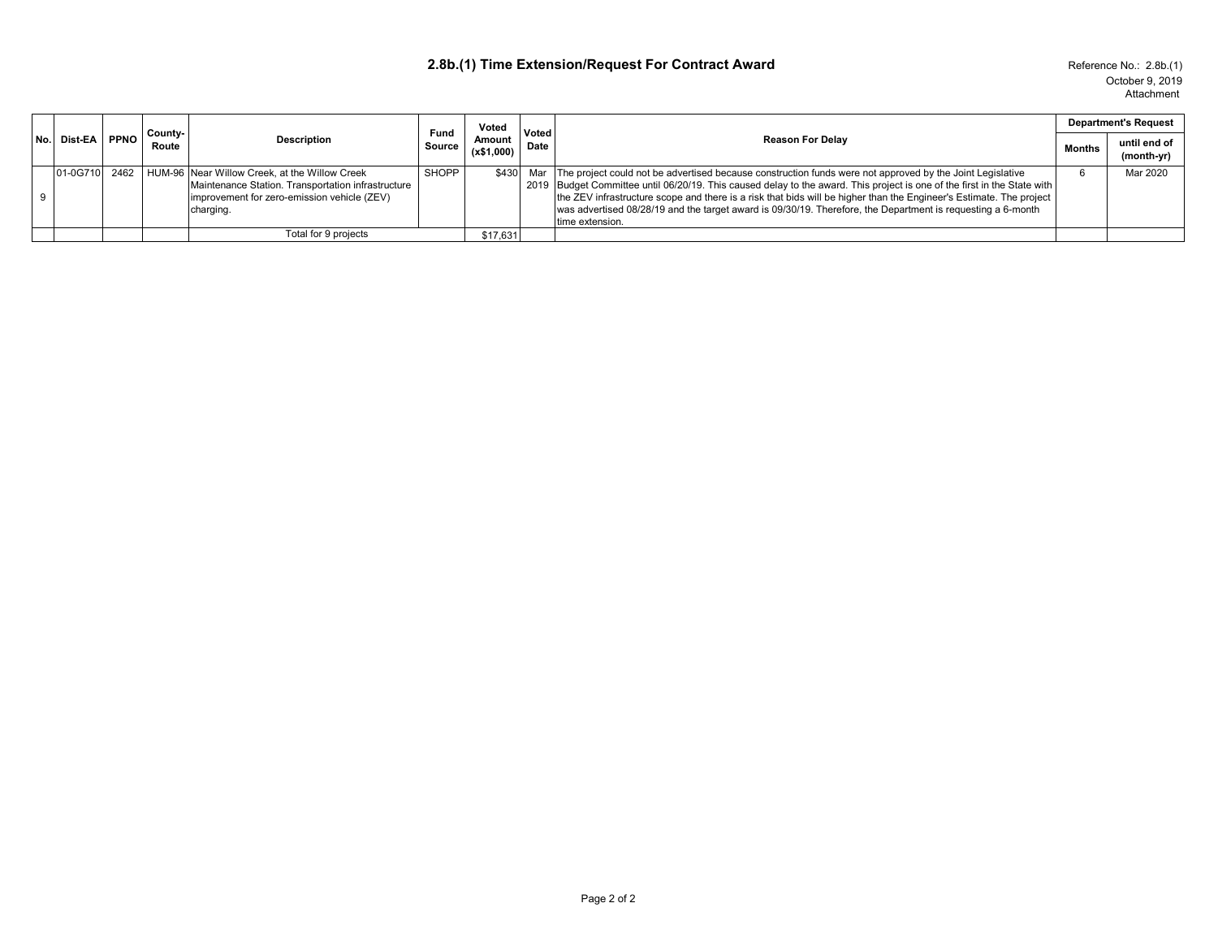## 2.8b.(1) Time Extension/Request For Contract Award

Reference No.: 2.8b.(1)
October 9, 2019
Attachment

| No. | Dist-EA | PPNO | County-Route | Description | Fund Source | Voted Amount (x$1,000) | Voted Date | Reason For Delay | Department's Request | |
|---|---|---|---|---|---|---|---|---|---|---|
| | | | | | | | | | Months | until end of (month-yr) |
| 9 | 01-0G710 | 2462 | HUM-96 | Near Willow Creek, at the Willow Creek Maintenance Station. Transportation infrastructure improvement for zero-emission vehicle (ZEV) charging. | SHOPP | $430 | Mar 2019 | The project could not be advertised because construction funds were not approved by the Joint Legislative Budget Committee until 06/20/19. This caused delay to the award. This project is one of the first in the State with the ZEV infrastructure scope and there is a risk that bids will be higher than the Engineer's Estimate. The project was advertised 08/28/19 and the target award is 09/30/19. Therefore, the Department is requesting a 6-month time extension. | 6 | Mar 2020 |
| | | | | Total for 9 projects | | $17,631 | | | | |